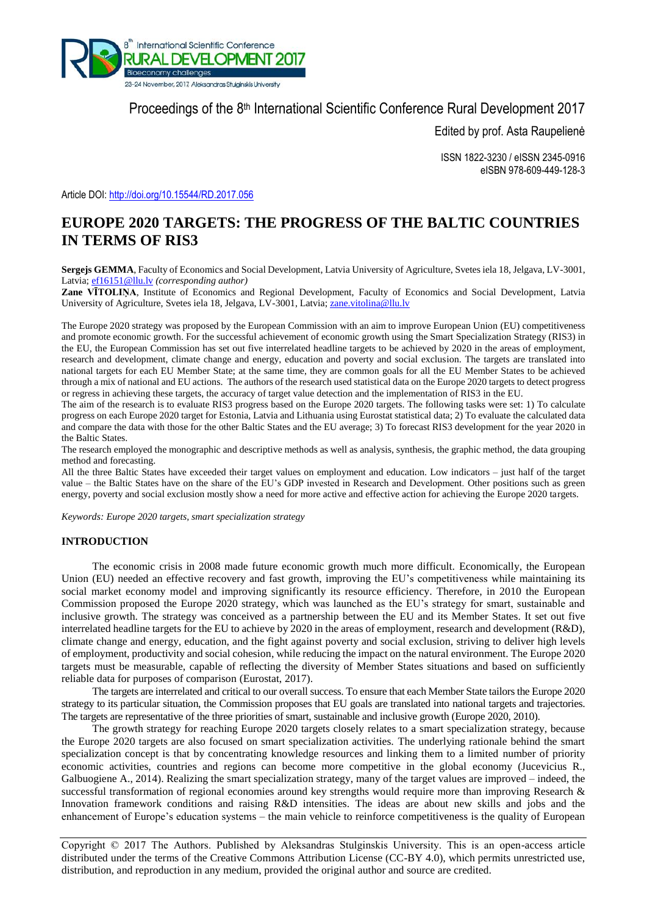Proceedings of the 8th International Scientific Conference Rural Development 2017

Edited by prof. Asta Raupelienė

ISSN 1822-3230 / eISSN 2345-0916
eISBN 978-609-449-128-3

Article DOI: http://doi.org/10.15544/RD.2017.056

# EUROPE 2020 TARGETS: THE PROGRESS OF THE BALTIC COUNTRIES IN TERMS OF RIS3

**Sergejs GEMMA**, Faculty of Economics and Social Development, Latvia University of Agriculture, Svetes iela 18, Jelgava, LV-3001, Latvia; ef16151@llu.lv *(corresponding author)*
**Zane VĪTOLIŅA**, Institute of Economics and Regional Development, Faculty of Economics and Social Development, Latvia University of Agriculture, Svetes iela 18, Jelgava, LV-3001, Latvia; zane.vitolina@llu.lv

The Europe 2020 strategy was proposed by the European Commission with an aim to improve European Union (EU) competitiveness and promote economic growth. For the successful achievement of economic growth using the Smart Specialization Strategy (RIS3) in the EU, the European Commission has set out five interrelated headline targets to be achieved by 2020 in the areas of employment, research and development, climate change and energy, education and poverty and social exclusion. The targets are translated into national targets for each EU Member State; at the same time, they are common goals for all the EU Member States to be achieved through a mix of national and EU actions. The authors of the research used statistical data on the Europe 2020 targets to detect progress or regress in achieving these targets, the accuracy of target value detection and the implementation of RIS3 in the EU.

The aim of the research is to evaluate RIS3 progress based on the Europe 2020 targets. The following tasks were set: 1) To calculate progress on each Europe 2020 target for Estonia, Latvia and Lithuania using Eurostat statistical data; 2) To evaluate the calculated data and compare the data with those for the other Baltic States and the EU average; 3) To forecast RIS3 development for the year 2020 in the Baltic States.

The research employed the monographic and descriptive methods as well as analysis, synthesis, the graphic method, the data grouping method and forecasting.

All the three Baltic States have exceeded their target values on employment and education. Low indicators – just half of the target value – the Baltic States have on the share of the EU's GDP invested in Research and Development. Other positions such as green energy, poverty and social exclusion mostly show a need for more active and effective action for achieving the Europe 2020 targets.

*Keywords: Europe 2020 targets, smart specialization strategy*

## INTRODUCTION

The economic crisis in 2008 made future economic growth much more difficult. Economically, the European Union (EU) needed an effective recovery and fast growth, improving the EU's competitiveness while maintaining its social market economy model and improving significantly its resource efficiency. Therefore, in 2010 the European Commission proposed the Europe 2020 strategy, which was launched as the EU's strategy for smart, sustainable and inclusive growth. The strategy was conceived as a partnership between the EU and its Member States. It set out five interrelated headline targets for the EU to achieve by 2020 in the areas of employment, research and development (R&D), climate change and energy, education, and the fight against poverty and social exclusion, striving to deliver high levels of employment, productivity and social cohesion, while reducing the impact on the natural environment. The Europe 2020 targets must be measurable, capable of reflecting the diversity of Member States situations and based on sufficiently reliable data for purposes of comparison (Eurostat, 2017).

The targets are interrelated and critical to our overall success. To ensure that each Member State tailors the Europe 2020 strategy to its particular situation, the Commission proposes that EU goals are translated into national targets and trajectories. The targets are representative of the three priorities of smart, sustainable and inclusive growth (Europe 2020, 2010).

The growth strategy for reaching Europe 2020 targets closely relates to a smart specialization strategy, because the Europe 2020 targets are also focused on smart specialization activities. The underlying rationale behind the smart specialization concept is that by concentrating knowledge resources and linking them to a limited number of priority economic activities, countries and regions can become more competitive in the global economy (Jucevicius R., Galbuogiene A., 2014). Realizing the smart specialization strategy, many of the target values are improved – indeed, the successful transformation of regional economies around key strengths would require more than improving Research & Innovation framework conditions and raising R&D intensities. The ideas are about new skills and jobs and the enhancement of Europe's education systems – the main vehicle to reinforce competitiveness is the quality of European

Copyright © 2017 The Authors. Published by Aleksandras Stulginskis University. This is an open-access article distributed under the terms of the Creative Commons Attribution License (CC-BY 4.0), which permits unrestricted use, distribution, and reproduction in any medium, provided the original author and source are credited.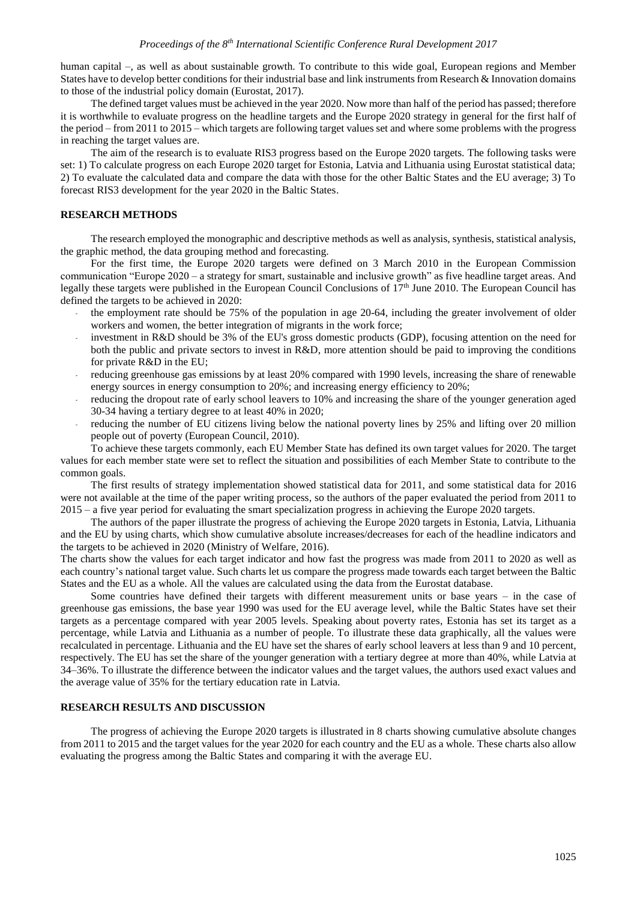human capital –, as well as about sustainable growth. To contribute to this wide goal, European regions and Member States have to develop better conditions for their industrial base and link instruments from Research & Innovation domains to those of the industrial policy domain (Eurostat, 2017).

The defined target values must be achieved in the year 2020. Now more than half of the period has passed; therefore it is worthwhile to evaluate progress on the headline targets and the Europe 2020 strategy in general for the first half of the period – from 2011 to 2015 – which targets are following target values set and where some problems with the progress in reaching the target values are.

The aim of the research is to evaluate RIS3 progress based on the Europe 2020 targets. The following tasks were set: 1) To calculate progress on each Europe 2020 target for Estonia, Latvia and Lithuania using Eurostat statistical data; 2) To evaluate the calculated data and compare the data with those for the other Baltic States and the EU average; 3) To forecast RIS3 development for the year 2020 in the Baltic States.

## RESEARCH METHODS

The research employed the monographic and descriptive methods as well as analysis, synthesis, statistical analysis, the graphic method, the data grouping method and forecasting.

For the first time, the Europe 2020 targets were defined on 3 March 2010 in the European Commission communication "Europe 2020 – a strategy for smart, sustainable and inclusive growth" as five headline target areas. And legally these targets were published in the European Council Conclusions of 17th June 2010. The European Council has defined the targets to be achieved in 2020:

- the employment rate should be 75% of the population in age 20-64, including the greater involvement of older workers and women, the better integration of migrants in the work force;
- investment in R&D should be 3% of the EU's gross domestic products (GDP), focusing attention on the need for both the public and private sectors to invest in R&D, more attention should be paid to improving the conditions for private R&D in the EU;
- reducing greenhouse gas emissions by at least 20% compared with 1990 levels, increasing the share of renewable energy sources in energy consumption to 20%; and increasing energy efficiency to 20%;
- reducing the dropout rate of early school leavers to 10% and increasing the share of the younger generation aged 30-34 having a tertiary degree to at least 40% in 2020;
- reducing the number of EU citizens living below the national poverty lines by 25% and lifting over 20 million people out of poverty (European Council, 2010).

To achieve these targets commonly, each EU Member State has defined its own target values for 2020. The target values for each member state were set to reflect the situation and possibilities of each Member State to contribute to the common goals.

The first results of strategy implementation showed statistical data for 2011, and some statistical data for 2016 were not available at the time of the paper writing process, so the authors of the paper evaluated the period from 2011 to 2015 – a five year period for evaluating the smart specialization progress in achieving the Europe 2020 targets.

The authors of the paper illustrate the progress of achieving the Europe 2020 targets in Estonia, Latvia, Lithuania and the EU by using charts, which show cumulative absolute increases/decreases for each of the headline indicators and the targets to be achieved in 2020 (Ministry of Welfare, 2016).

The charts show the values for each target indicator and how fast the progress was made from 2011 to 2020 as well as each country's national target value. Such charts let us compare the progress made towards each target between the Baltic States and the EU as a whole. All the values are calculated using the data from the Eurostat database.

Some countries have defined their targets with different measurement units or base years – in the case of greenhouse gas emissions, the base year 1990 was used for the EU average level, while the Baltic States have set their targets as a percentage compared with year 2005 levels. Speaking about poverty rates, Estonia has set its target as a percentage, while Latvia and Lithuania as a number of people. To illustrate these data graphically, all the values were recalculated in percentage. Lithuania and the EU have set the shares of early school leavers at less than 9 and 10 percent, respectively. The EU has set the share of the younger generation with a tertiary degree at more than 40%, while Latvia at 34–36%. To illustrate the difference between the indicator values and the target values, the authors used exact values and the average value of 35% for the tertiary education rate in Latvia.

## RESEARCH RESULTS AND DISCUSSION

The progress of achieving the Europe 2020 targets is illustrated in 8 charts showing cumulative absolute changes from 2011 to 2015 and the target values for the year 2020 for each country and the EU as a whole. These charts also allow evaluating the progress among the Baltic States and comparing it with the average EU.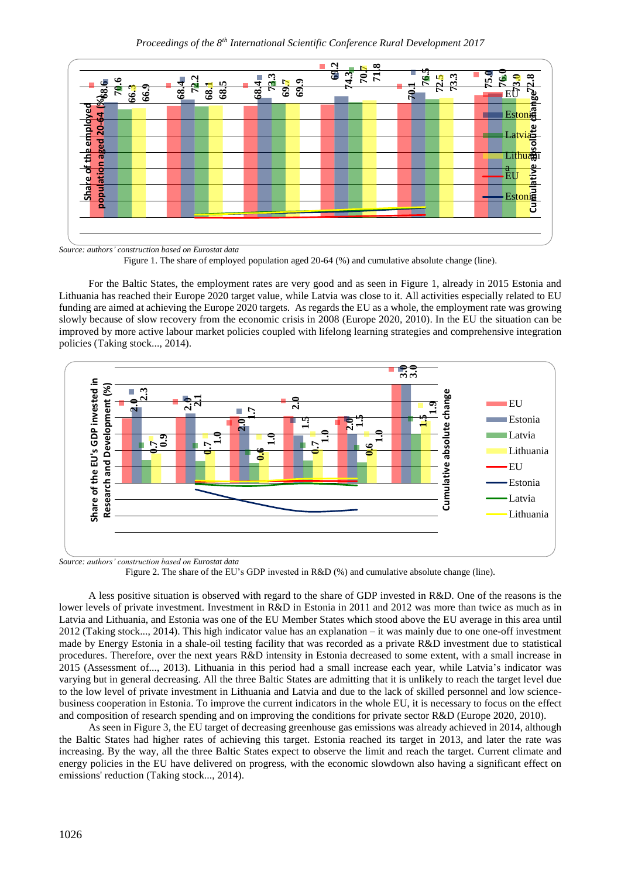Source: authors' construction based on Eurostat data

Figure 1. The share of employed population aged 20-64 (%) and cumulative absolute change (line).

For the Baltic States, the employment rates are very good and as seen in Figure 1, already in 2015 Estonia and Lithuania has reached their Europe 2020 target value, while Latvia was close to it. All activities especially related to EU funding are aimed at achieving the Europe 2020 targets. As regards the EU as a whole, the employment rate was growing slowly because of slow recovery from the economic crisis in 2008 (Europe 2020, 2010). In the EU the situation can be improved by more active labour market policies coupled with lifelong learning strategies and comprehensive integration policies (Taking stock..., 2014).

Source: authors' construction based on Eurostat data

Figure 2. The share of the EU's GDP invested in R&D (%) and cumulative absolute change (line).

A less positive situation is observed with regard to the share of GDP invested in R&D. One of the reasons is the lower levels of private investment. Investment in R&D in Estonia in 2011 and 2012 was more than twice as much as in Latvia and Lithuania, and Estonia was one of the EU Member States which stood above the EU average in this area until 2012 (Taking stock..., 2014). This high indicator value has an explanation – it was mainly due to one one-off investment made by Energy Estonia in a shale-oil testing facility that was recorded as a private R&D investment due to statistical procedures. Therefore, over the next years R&D intensity in Estonia decreased to some extent, with a small increase in 2015 (Assessment of..., 2013). Lithuania in this period had a small increase each year, while Latvia's indicator was varying but in general decreasing. All the three Baltic States are admitting that it is unlikely to reach the target level due to the low level of private investment in Lithuania and Latvia and due to the lack of skilled personnel and low science-business cooperation in Estonia. To improve the current indicators in the whole EU, it is necessary to focus on the effect and composition of research spending and on improving the conditions for private sector R&D (Europe 2020, 2010).

As seen in Figure 3, the EU target of decreasing greenhouse gas emissions was already achieved in 2014, although the Baltic States had higher rates of achieving this target. Estonia reached its target in 2013, and later the rate was increasing. By the way, all the three Baltic States expect to observe the limit and reach the target. Current climate and energy policies in the EU have delivered on progress, with the economic slowdown also having a significant effect on emissions' reduction (Taking stock..., 2014).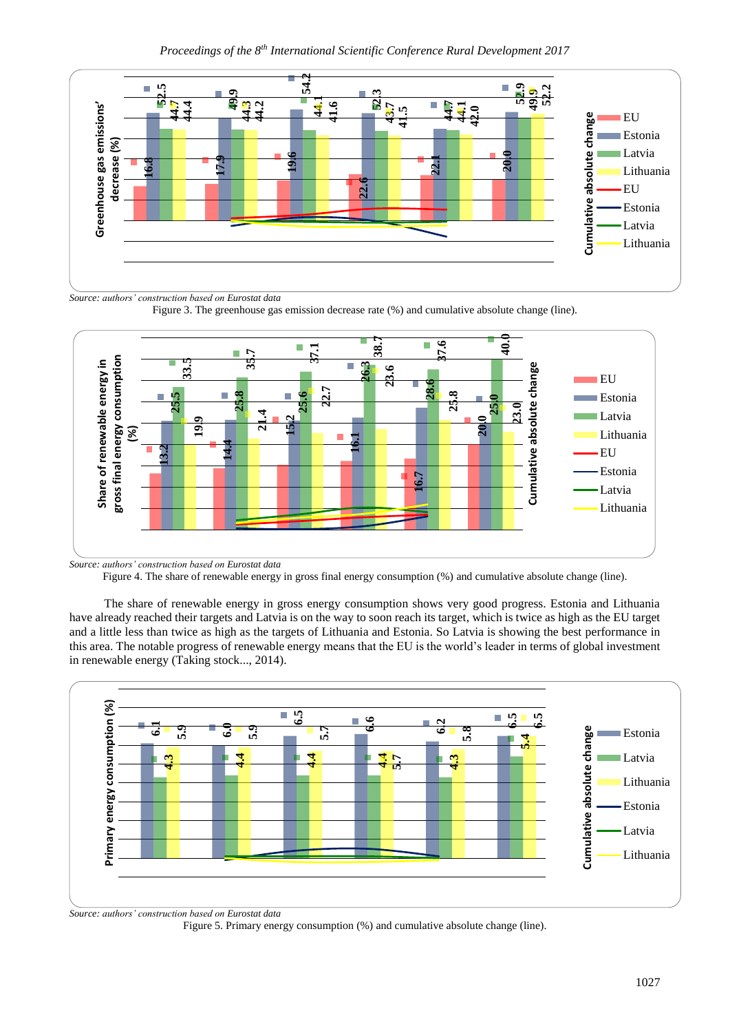Source: authors' construction based on Eurostat data

Figure 3. The greenhouse gas emission decrease rate (%) and cumulative absolute change (line).

Source: authors' construction based on Eurostat data

Figure 4. The share of renewable energy in gross final energy consumption (%) and cumulative absolute change (line).

The share of renewable energy in gross energy consumption shows very good progress. Estonia and Lithuania have already reached their targets and Latvia is on the way to soon reach its target, which is twice as high as the EU target and a little less than twice as high as the targets of Lithuania and Estonia. So Latvia is showing the best performance in this area. The notable progress of renewable energy means that the EU is the world's leader in terms of global investment in renewable energy (Taking stock..., 2014).

Source: authors' construction based on Eurostat data

Figure 5. Primary energy consumption (%) and cumulative absolute change (line).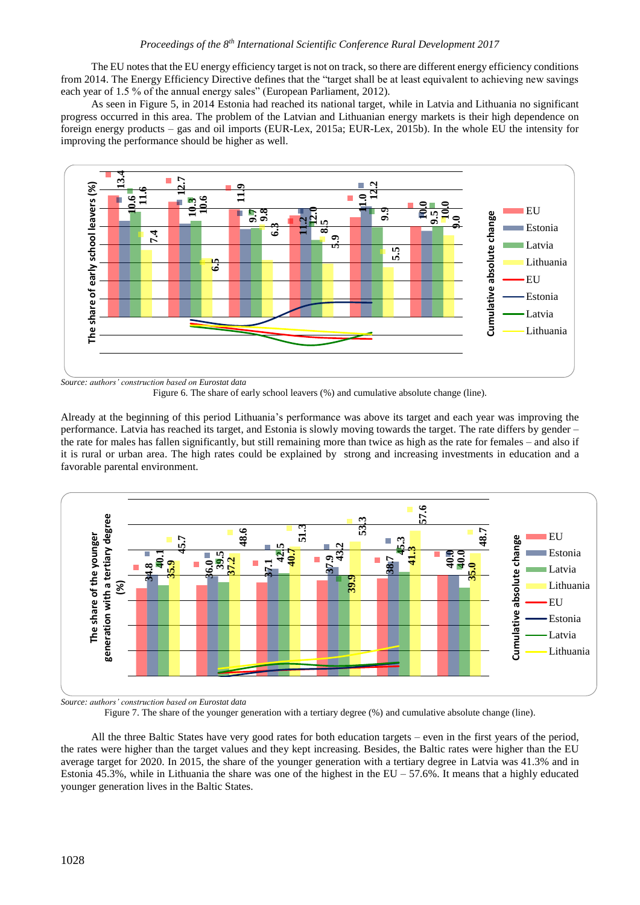The EU notes that the EU energy efficiency target is not on track, so there are different energy efficiency conditions from 2014. The Energy Efficiency Directive defines that the "target shall be at least equivalent to achieving new savings each year of 1.5 % of the annual energy sales" (European Parliament, 2012).

As seen in Figure 5, in 2014 Estonia had reached its national target, while in Latvia and Lithuania no significant progress occurred in this area. The problem of the Latvian and Lithuanian energy markets is their high dependence on foreign energy products – gas and oil imports (EUR-Lex, 2015a; EUR-Lex, 2015b). In the whole EU the intensity for improving the performance should be higher as well.

*Source: authors' construction based on Eurostat data*

Figure 6. The share of early school leavers (%) and cumulative absolute change (line).

Already at the beginning of this period Lithuania's performance was above its target and each year was improving the performance. Latvia has reached its target, and Estonia is slowly moving towards the target. The rate differs by gender – the rate for males has fallen significantly, but still remaining more than twice as high as the rate for females – and also if it is rural or urban area. The high rates could be explained by strong and increasing investments in education and a favorable parental environment.

*Source: authors' construction based on Eurostat data*

Figure 7. The share of the younger generation with a tertiary degree (%) and cumulative absolute change (line).

All the three Baltic States have very good rates for both education targets – even in the first years of the period, the rates were higher than the target values and they kept increasing. Besides, the Baltic rates were higher than the EU average target for 2020. In 2015, the share of the younger generation with a tertiary degree in Latvia was 41.3% and in Estonia 45.3%, while in Lithuania the share was one of the highest in the EU – 57.6%. It means that a highly educated younger generation lives in the Baltic States.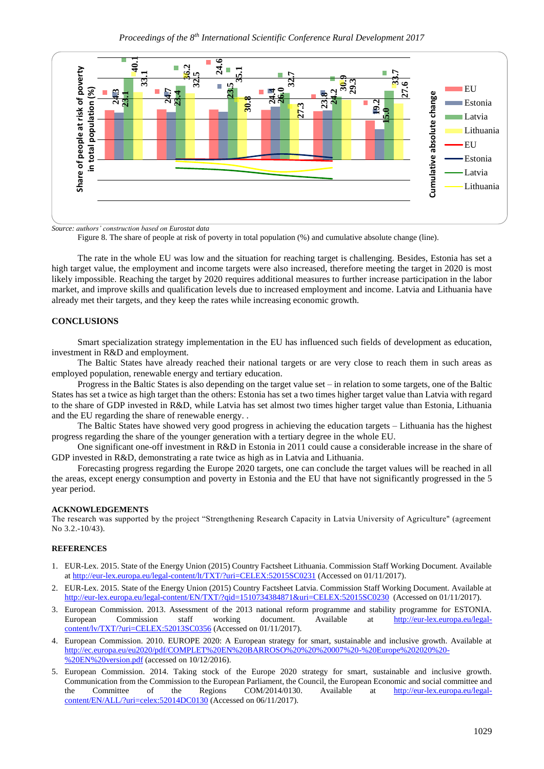Source: authors' construction based on Eurostat data

Figure 8. The share of people at risk of poverty in total population (%) and cumulative absolute change (line).

The rate in the whole EU was low and the situation for reaching target is challenging. Besides, Estonia has set a high target value, the employment and income targets were also increased, therefore meeting the target in 2020 is most likely impossible. Reaching the target by 2020 requires additional measures to further increase participation in the labor market, and improve skills and qualification levels due to increased employment and income. Latvia and Lithuania have already met their targets, and they keep the rates while increasing economic growth.

## CONCLUSIONS

Smart specialization strategy implementation in the EU has influenced such fields of development as education, investment in R&D and employment.

The Baltic States have already reached their national targets or are very close to reach them in such areas as employed population, renewable energy and tertiary education.

Progress in the Baltic States is also depending on the target value set – in relation to some targets, one of the Baltic States has set a twice as high target than the others: Estonia has set a two times higher target value than Latvia with regard to the share of GDP invested in R&D, while Latvia has set almost two times higher target value than Estonia, Lithuania and the EU regarding the share of renewable energy. .

The Baltic States have showed very good progress in achieving the education targets – Lithuania has the highest progress regarding the share of the younger generation with a tertiary degree in the whole EU.

One significant one-off investment in R&D in Estonia in 2011 could cause a considerable increase in the share of GDP invested in R&D, demonstrating a rate twice as high as in Latvia and Lithuania.

Forecasting progress regarding the Europe 2020 targets, one can conclude the target values will be reached in all the areas, except energy consumption and poverty in Estonia and the EU that have not significantly progressed in the 5 year period.

## ACKNOWLEDGEMENTS

The research was supported by the project "Strengthening Research Capacity in Latvia University of Agriculture" (agreement No 3.2.-10/43).

## REFERENCES

1. EUR-Lex. 2015. State of the Energy Union (2015) Country Factsheet Lithuania. Commission Staff Working Document. Available at http://eur-lex.europa.eu/legal-content/lt/TXT/?uri=CELEX:52015SC0231 (Accessed on 01/11/2017).
2. EUR-Lex. 2015. State of the Energy Union (2015) Country Factsheet Latvia. Commission Staff Working Document. Available at http://eur-lex.europa.eu/legal-content/EN/TXT/?qid=1510734384871&uri=CELEX:52015SC0230 (Accessed on 01/11/2017).
3. European Commission. 2013. Assessment of the 2013 national reform programme and stability programme for ESTONIA. European Commission staff working document. Available at http://eur-lex.europa.eu/legal-content/lv/TXT/?uri=CELEX:52013SC0356 (Accessed on 01/11/2017).
4. European Commission. 2010. EUROPE 2020: A European strategy for smart, sustainable and inclusive growth. Available at http://ec.europa.eu/eu2020/pdf/COMPLET%20EN%20BARROSO%20%20%20007%20-%20Europe%202020%20-%20EN%20version.pdf (accessed on 10/12/2016).
5. European Commission. 2014. Taking stock of the Europe 2020 strategy for smart, sustainable and inclusive growth. Communication from the Commission to the European Parliament, the Council, the European Economic and social committee and the Committee of the Regions COM/2014/0130. Available at http://eur-lex.europa.eu/legal-content/EN/ALL/?uri=celex:52014DC0130 (Accessed on 06/11/2017).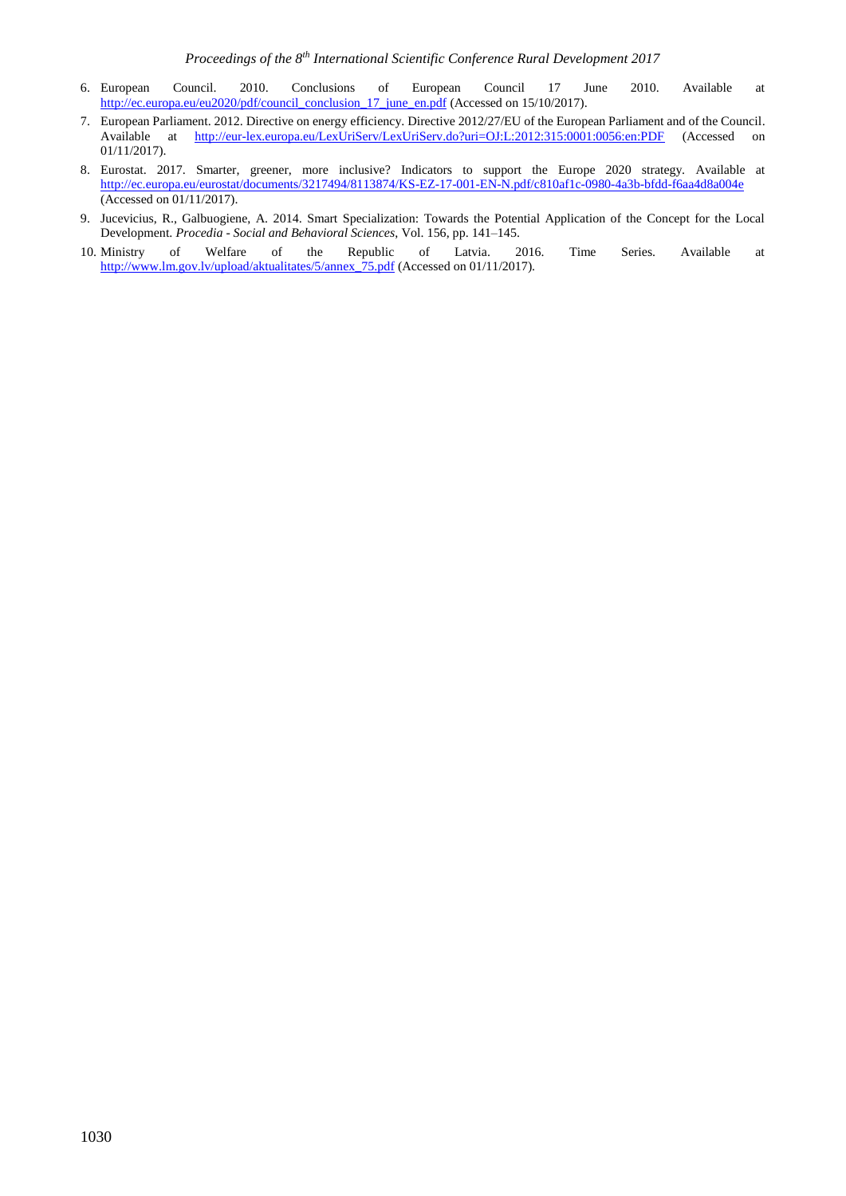6. European Council. 2010. Conclusions of European Council 17 June 2010. Available at http://ec.europa.eu/eu2020/pdf/council_conclusion_17_june_en.pdf (Accessed on 15/10/2017).
7. European Parliament. 2012. Directive on energy efficiency. Directive 2012/27/EU of the European Parliament and of the Council. Available at http://eur-lex.europa.eu/LexUriServ/LexUriServ.do?uri=OJ:L:2012:315:0001:0056:en:PDF (Accessed on 01/11/2017).
8. Eurostat. 2017. Smarter, greener, more inclusive? Indicators to support the Europe 2020 strategy. Available at http://ec.europa.eu/eurostat/documents/3217494/8113874/KS-EZ-17-001-EN-N.pdf/c810af1c-0980-4a3b-bfdd-f6aa4d8a004e (Accessed on 01/11/2017).
9. Jucevicius, R., Galbuogiene, A. 2014. Smart Specialization: Towards the Potential Application of the Concept for the Local Development. *Procedia - Social and Behavioral Sciences*, Vol. 156, pp. 141–145.
10. Ministry of Welfare of the Republic of Latvia. 2016. Time Series. Available at http://www.lm.gov.lv/upload/aktualitates/5/annex_75.pdf (Accessed on 01/11/2017).